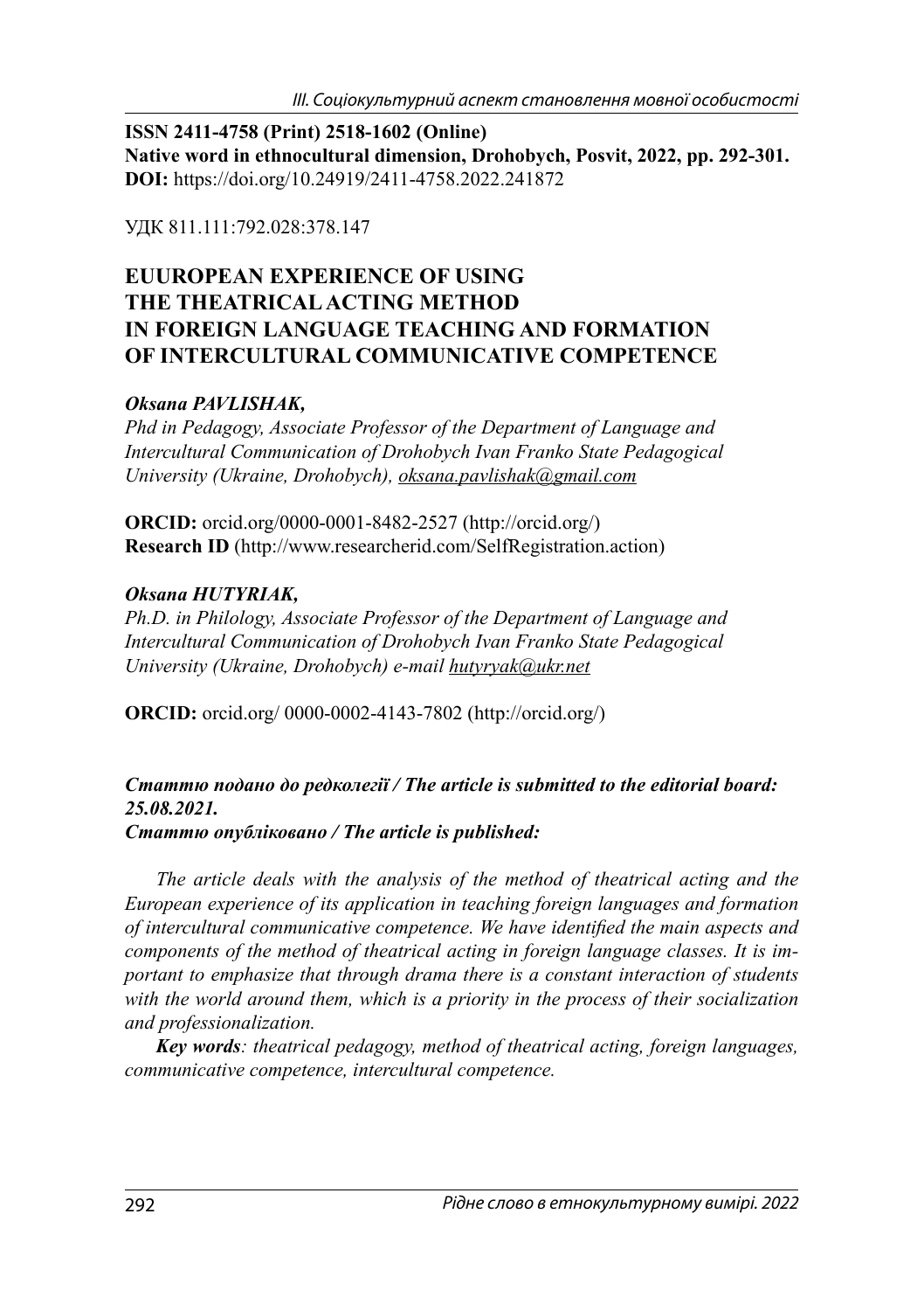**ISSN 2411-4758 (Print) 2518-1602 (Online)**
**Native word in ethnocultural dimension, Drohobych, Posvit, 2022, pp. 292-301.**
**DOI:** https://doi.org/10.24919/2411-4758.2022.241872

УДК 811.111:792.028:378.147

# EUUROPEAN EXPERIENCE OF USING THE THEATRICAL ACTING METHOD IN FOREIGN LANGUAGE TEACHING AND FORMATION OF INTERCULTURAL COMMUNICATIVE COMPETENCE

***Oksana PAVLISHAK,***
*Phd in Pedagogy, Associate Professor of the Department of Language and Intercultural Communication of Drohobych Ivan Franko State Pedagogical University (Ukraine, Drohobych), oksana.pavlishak@gmail.com*

**ORCID:** orcid.org/0000-0001-8482-2527 (http://orcid.org/)
**Research ID** (http://www.researcherid.com/SelfRegistration.action)

***Oksana HUTYRIAK,***
*Ph.D. in Philology, Associate Professor of the Department of Language and Intercultural Communication of Drohobych Ivan Franko State Pedagogical University (Ukraine, Drohobych) e-mail hutyryak@ukr.net*

**ORCID:** orcid.org/ 0000-0002-4143-7802 (http://orcid.org/)

***Статтю подано до редколегії / The article is submitted to the editorial board: 25.08.2021.***
***Статтю опубліковано / The article is published:***

*The article deals with the analysis of the method of theatrical acting and the European experience of its application in teaching foreign languages and formation of intercultural communicative competence. We have identified the main aspects and components of the method of theatrical acting in foreign language classes. It is important to emphasize that through drama there is a constant interaction of students with the world around them, which is a priority in the process of their socialization and professionalization.*

***Key words****: theatrical pedagogy, method of theatrical acting, foreign languages, communicative competence, intercultural competence.*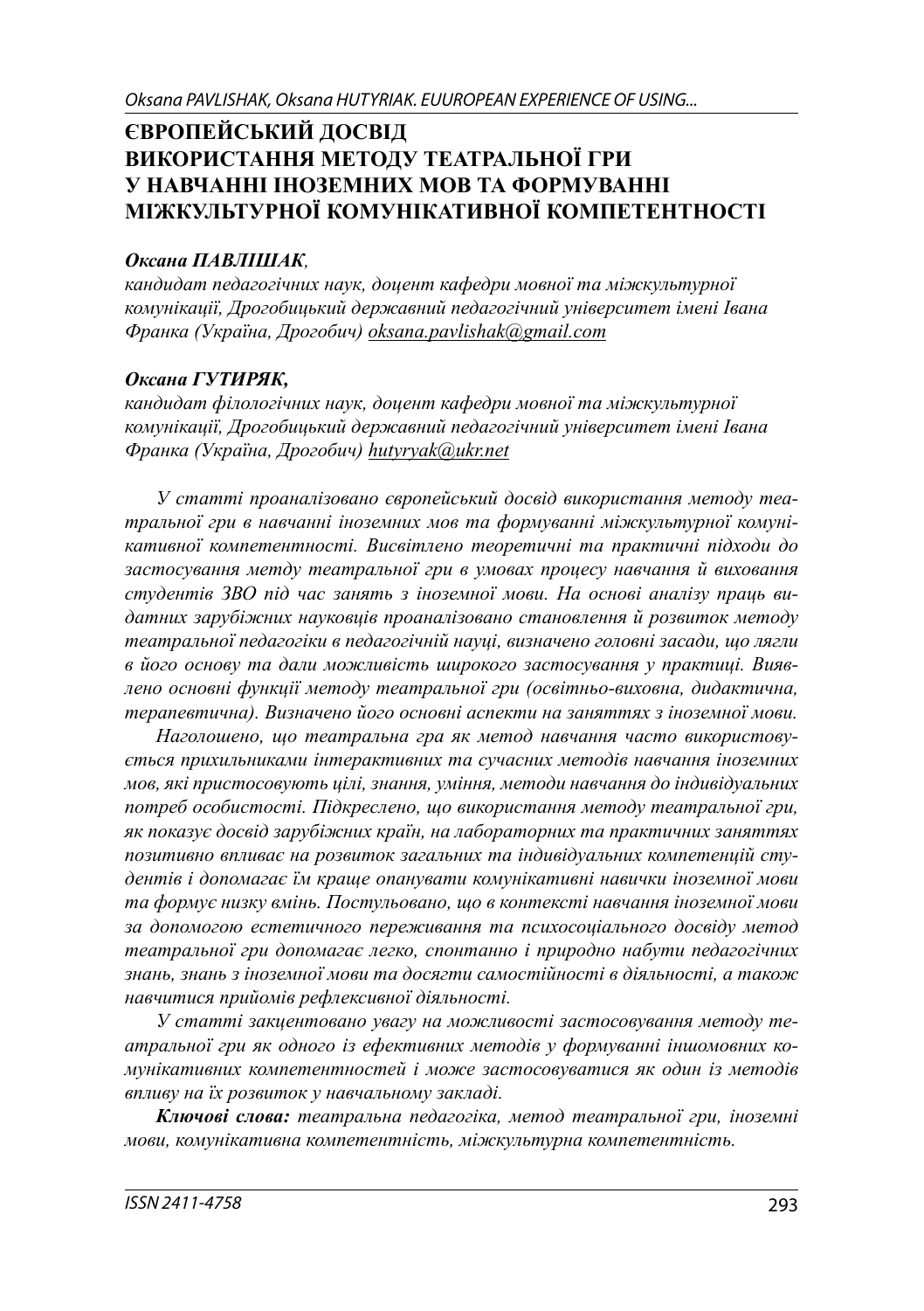# ЄВРОПЕЙСЬКИЙ ДОСВІД ВИКОРИСТАННЯ МЕТОДУ ТЕАТРАЛЬНОЇ ГРИ У НАВЧАННІ ІНОЗЕМНИХ МОВ ТА ФОРМУВАННІ МІЖКУЛЬТУРНОЇ КОМУНІКАТИВНОЇ КОМПЕТЕНТНОСТІ

***Оксана ПАВЛІШАК**,*
*кандидат педагогічних наук, доцент кафедри мовної та міжкультурної комунікації, Дрогобицький державний педагогічний університет імені Івана Франка (Україна, Дрогобич) oksana.pavlishak@gmail.com*

***Оксана ГУТИРЯК,***
*кандидат філологічних наук, доцент кафедри мовної та міжкультурної комунікації, Дрогобицький державний педагогічний університет імені Івана Франка (Україна, Дрогобич) hutyryak@ukr.net*

*У статті проаналізовано європейський досвід використання методу театральної гри в навчанні іноземних мов та формуванні міжкультурної комунікативної компетентності. Висвітлено теоретичні та практичні підходи до застосування метду театральної гри в умовах процесу навчання й виховання студентів ЗВО під час занять з іноземної мови. На основі аналізу праць видатних зарубіжних науковців проаналізовано становлення й розвиток методу театральної педагогіки в педагогічній науці, визначено головні засади, що лягли в його основу та дали можливість широкого застосування у практиці. Виявлено основні функції методу театральної гри (освітньо-виховна, дидактична, терапевтична). Визначено його основні аспекти на заняттях з іноземної мови.*

*Наголошено, що театральна гра як метод навчання часто використовується прихильниками інтерактивних та сучасних методів навчання іноземних мов, які пристосовують цілі, знання, уміння, методи навчання до індивідуальних потреб особистості. Підкреслено, що використання методу театральної гри, як показує досвід зарубіжних країн, на лабораторних та практичних заняттях позитивно впливає на розвиток загальних та індивідуальних компетенцій студентів і допомагає їм краще опанувати комунікативні навички іноземної мови та формує низку вмінь. Постульовано, що в контексті навчання іноземної мови за допомогою естетичного переживання та психосоціального досвіду метод театральної гри допомагає легко, спонтанно і природно набути педагогічних знань, знань з іноземної мови та досягти самостійності в діяльності, а також навчитися прийомів рефлексивної діяльності.*

*У статті закцентовано увагу на можливості застосовування методу театральної гри як одного із ефективних методів у формуванні іншомовних комунікативних компетентностей і може застосовуватися як один із методів впливу на їх розвиток у навчальному закладі.*

***Ключові слова:** театральна педагогіка, метод театральної гри, іноземні мови, комунікативна компетентність, міжкультурна компетентність.*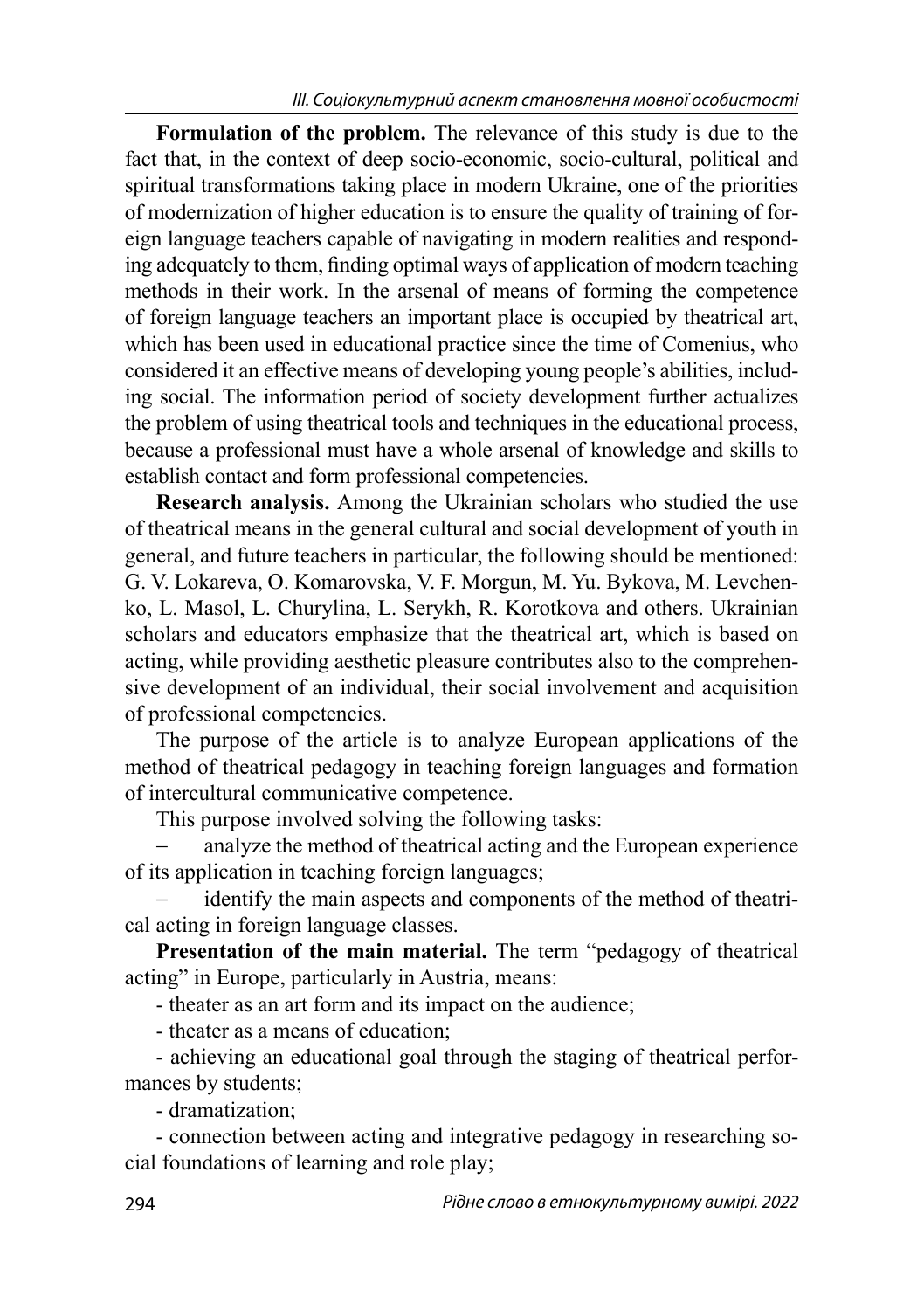**Formulation of the problem.** The relevance of this study is due to the fact that, in the context of deep socio-economic, socio-cultural, political and spiritual transformations taking place in modern Ukraine, one of the priorities of modernization of higher education is to ensure the quality of training of foreign language teachers capable of navigating in modern realities and responding adequately to them, finding optimal ways of application of modern teaching methods in their work. In the arsenal of means of forming the competence of foreign language teachers an important place is occupied by theatrical art, which has been used in educational practice since the time of Comenius, who considered it an effective means of developing young people's abilities, including social. The information period of society development further actualizes the problem of using theatrical tools and techniques in the educational process, because a professional must have a whole arsenal of knowledge and skills to establish contact and form professional competencies.

**Research analysis.** Among the Ukrainian scholars who studied the use of theatrical means in the general cultural and social development of youth in general, and future teachers in particular, the following should be mentioned: G. V. Lokareva, O. Komarovska, V. F. Morgun, M. Yu. Bykova, M. Levchenko, L. Masol, L. Churylina, L. Serykh, R. Korotkova and others. Ukrainian scholars and educators emphasize that the theatrical art, which is based on acting, while providing aesthetic pleasure contributes also to the comprehensive development of an individual, their social involvement and acquisition of professional competencies.

The purpose of the article is to analyze European applications of the method of theatrical pedagogy in teaching foreign languages and formation of intercultural communicative competence.

This purpose involved solving the following tasks:

– analyze the method of theatrical acting and the European experience of its application in teaching foreign languages;

– identify the main aspects and components of the method of theatrical acting in foreign language classes.

**Presentation of the main material.** The term "pedagogy of theatrical acting" in Europe, particularly in Austria, means:

- theater as an art form and its impact on the audience;
- theater as a means of education;
- achieving an educational goal through the staging of theatrical performances by students;
- dramatization;
- connection between acting and integrative pedagogy in researching social foundations of learning and role play;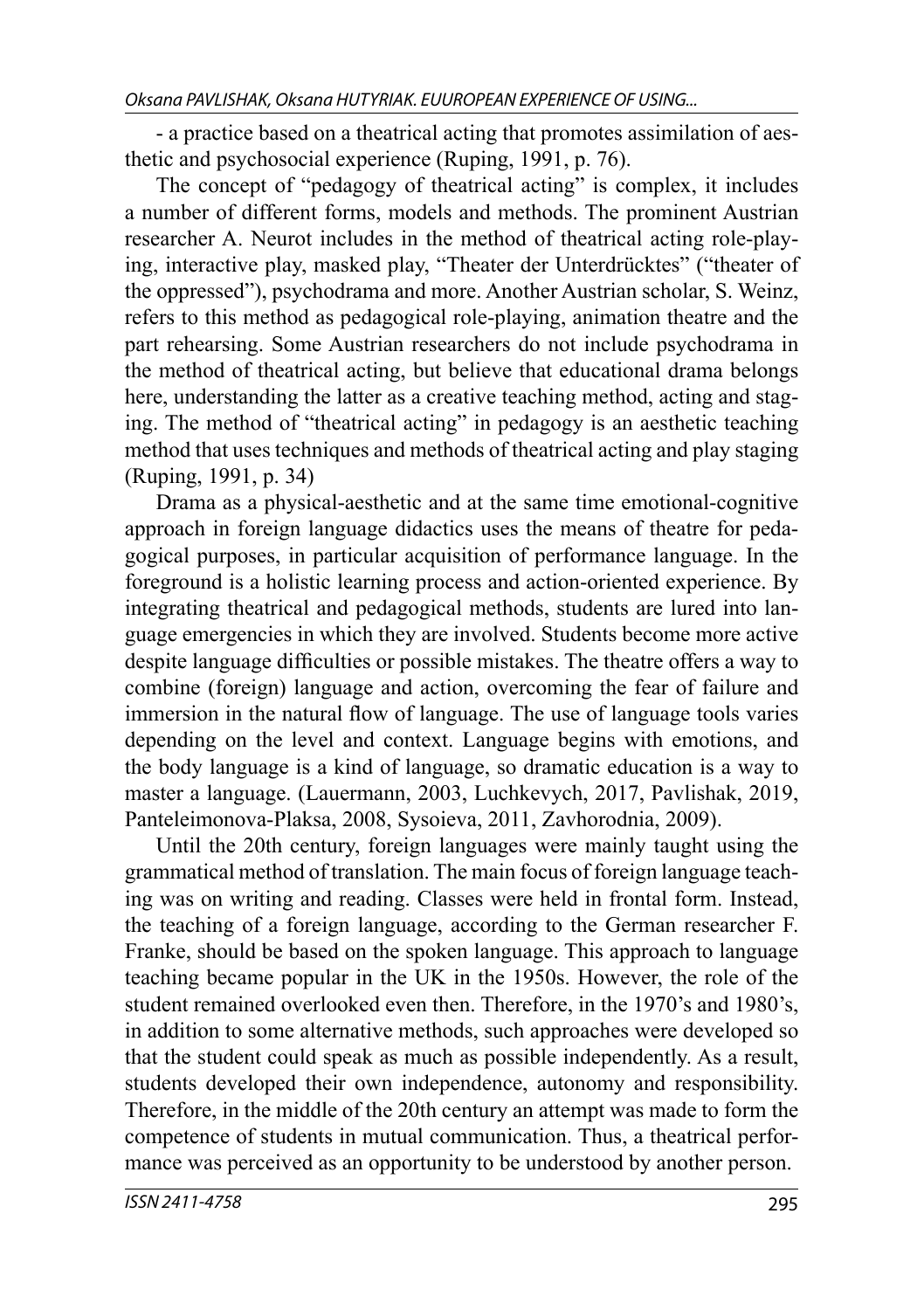- a practice based on a theatrical acting that promotes assimilation of aesthetic and psychosocial experience (Ruping, 1991, p. 76).

The concept of "pedagogy of theatrical acting" is complex, it includes a number of different forms, models and methods. The prominent Austrian researcher A. Neurot includes in the method of theatrical acting role-playing, interactive play, masked play, "Theater der Unterdrücktes" ("theater of the oppressed"), psychodrama and more. Another Austrian scholar, S. Weinz, refers to this method as pedagogical role-playing, animation theatre and the part rehearsing. Some Austrian researchers do not include psychodrama in the method of theatrical acting, but believe that educational drama belongs here, understanding the latter as a creative teaching method, acting and staging. The method of "theatrical acting" in pedagogy is an aesthetic teaching method that uses techniques and methods of theatrical acting and play staging (Ruping, 1991, p. 34)

Drama as a physical-aesthetic and at the same time emotional-cognitive approach in foreign language didactics uses the means of theatre for pedagogical purposes, in particular acquisition of performance language. In the foreground is a holistic learning process and action-oriented experience. By integrating theatrical and pedagogical methods, students are lured into language emergencies in which they are involved. Students become more active despite language difficulties or possible mistakes. The theatre offers a way to combine (foreign) language and action, overcoming the fear of failure and immersion in the natural flow of language. The use of language tools varies depending on the level and context. Language begins with emotions, and the body language is a kind of language, so dramatic education is a way to master a language. (Lauermann, 2003, Luchkevych, 2017, Pavlishak, 2019, Panteleimonova-Plaksa, 2008, Sysoieva, 2011, Zavhorodnia, 2009).

Until the 20th century, foreign languages were mainly taught using the grammatical method of translation. The main focus of foreign language teaching was on writing and reading. Classes were held in frontal form. Instead, the teaching of a foreign language, according to the German researcher F. Franke, should be based on the spoken language. This approach to language teaching became popular in the UK in the 1950s. However, the role of the student remained overlooked even then. Therefore, in the 1970's and 1980's, in addition to some alternative methods, such approaches were developed so that the student could speak as much as possible independently. As a result, students developed their own independence, autonomy and responsibility. Therefore, in the middle of the 20th century an attempt was made to form the competence of students in mutual communication. Thus, a theatrical performance was perceived as an opportunity to be understood by another person.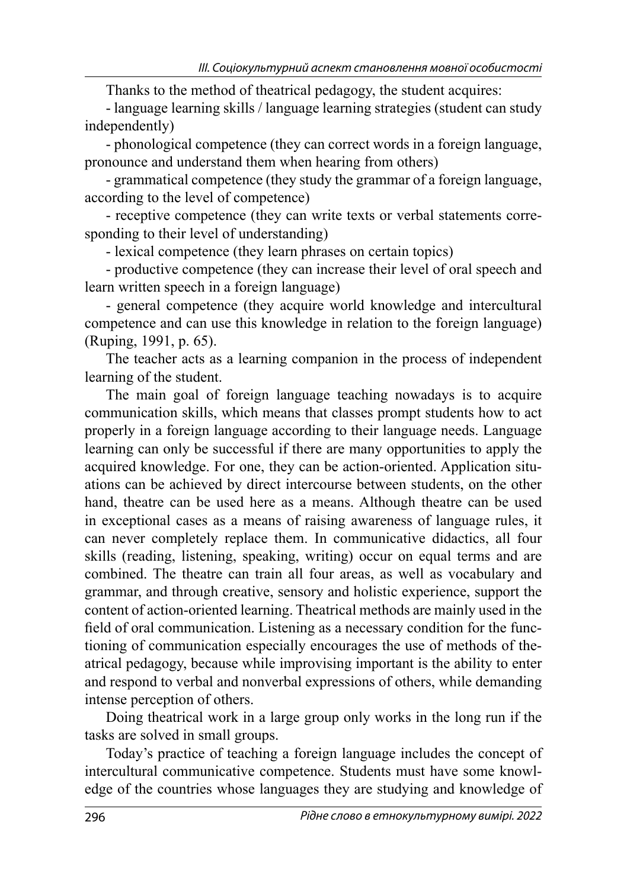Thanks to the method of theatrical pedagogy, the student acquires:

- language learning skills / language learning strategies (student can study independently)
- phonological competence (they can correct words in a foreign language, pronounce and understand them when hearing from others)
- grammatical competence (they study the grammar of a foreign language, according to the level of competence)
- receptive competence (they can write texts or verbal statements corresponding to their level of understanding)
- lexical competence (they learn phrases on certain topics)
- productive competence (they can increase their level of oral speech and learn written speech in a foreign language)
- general competence (they acquire world knowledge and intercultural competence and can use this knowledge in relation to the foreign language) (Ruping, 1991, p. 65).

The teacher acts as a learning companion in the process of independent learning of the student.

The main goal of foreign language teaching nowadays is to acquire communication skills, which means that classes prompt students how to act properly in a foreign language according to their language needs. Language learning can only be successful if there are many opportunities to apply the acquired knowledge. For one, they can be action-oriented. Application situations can be achieved by direct intercourse between students, on the other hand, theatre can be used here as a means. Although theatre can be used in exceptional cases as a means of raising awareness of language rules, it can never completely replace them. In communicative didactics, all four skills (reading, listening, speaking, writing) occur on equal terms and are combined. The theatre can train all four areas, as well as vocabulary and grammar, and through creative, sensory and holistic experience, support the content of action-oriented learning. Theatrical methods are mainly used in the field of oral communication. Listening as a necessary condition for the functioning of communication especially encourages the use of methods of theatrical pedagogy, because while improvising important is the ability to enter and respond to verbal and nonverbal expressions of others, while demanding intense perception of others.

Doing theatrical work in a large group only works in the long run if the tasks are solved in small groups.

Today's practice of teaching a foreign language includes the concept of intercultural communicative competence. Students must have some knowledge of the countries whose languages they are studying and knowledge of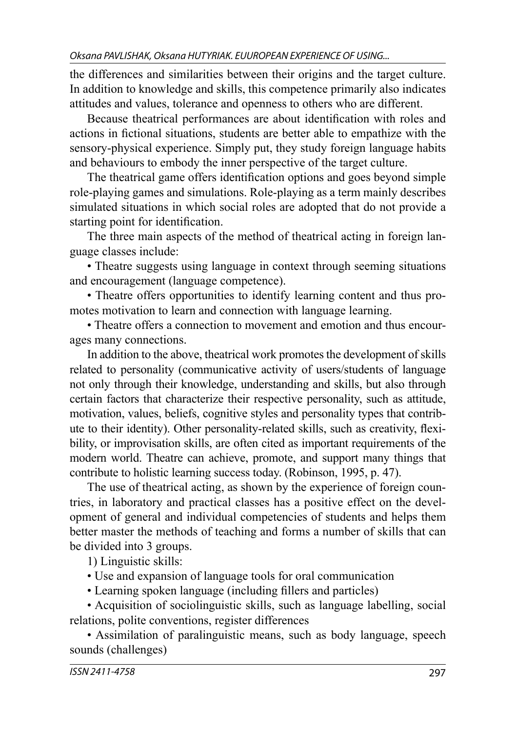the differences and similarities between their origins and the target culture. In addition to knowledge and skills, this competence primarily also indicates attitudes and values, tolerance and openness to others who are different.

Because theatrical performances are about identification with roles and actions in fictional situations, students are better able to empathize with the sensory-physical experience. Simply put, they study foreign language habits and behaviours to embody the inner perspective of the target culture.

The theatrical game offers identification options and goes beyond simple role-playing games and simulations. Role-playing as a term mainly describes simulated situations in which social roles are adopted that do not provide a starting point for identification.

The three main aspects of the method of theatrical acting in foreign language classes include:

• Theatre suggests using language in context through seeming situations and encouragement (language competence).

• Theatre offers opportunities to identify learning content and thus promotes motivation to learn and connection with language learning.

• Theatre offers a connection to movement and emotion and thus encourages many connections.

In addition to the above, theatrical work promotes the development of skills related to personality (communicative activity of users/students of language not only through their knowledge, understanding and skills, but also through certain factors that characterize their respective personality, such as attitude, motivation, values, beliefs, cognitive styles and personality types that contribute to their identity). Other personality-related skills, such as creativity, flexibility, or improvisation skills, are often cited as important requirements of the modern world. Theatre can achieve, promote, and support many things that contribute to holistic learning success today. (Robinson, 1995, p. 47).

The use of theatrical acting, as shown by the experience of foreign countries, in laboratory and practical classes has a positive effect on the development of general and individual competencies of students and helps them better master the methods of teaching and forms a number of skills that can be divided into 3 groups.

1) Linguistic skills:

• Use and expansion of language tools for oral communication

• Learning spoken language (including fillers and particles)

• Acquisition of sociolinguistic skills, such as language labelling, social relations, polite conventions, register differences

• Assimilation of paralinguistic means, such as body language, speech sounds (challenges)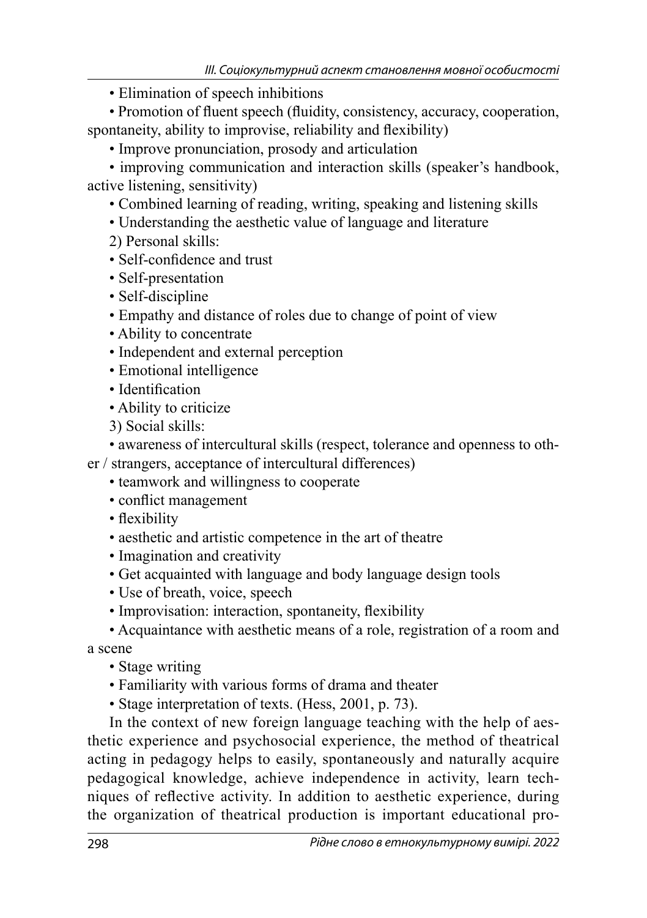- Elimination of speech inhibitions
- Promotion of fluent speech (fluidity, consistency, accuracy, cooperation, spontaneity, ability to improvise, reliability and flexibility)
- Improve pronunciation, prosody and articulation
- improving communication and interaction skills (speaker's handbook, active listening, sensitivity)
- Combined learning of reading, writing, speaking and listening skills
- Understanding the aesthetic value of language and literature

2) Personal skills:

- Self-confidence and trust
- Self-presentation
- Self-discipline
- Empathy and distance of roles due to change of point of view
- Ability to concentrate
- Independent and external perception
- Emotional intelligence
- Identification
- Ability to criticize

3) Social skills:

- awareness of intercultural skills (respect, tolerance and openness to other / strangers, acceptance of intercultural differences)
- teamwork and willingness to cooperate
- conflict management
- flexibility
- aesthetic and artistic competence in the art of theatre
- Imagination and creativity
- Get acquainted with language and body language design tools
- Use of breath, voice, speech
- Improvisation: interaction, spontaneity, flexibility
- Acquaintance with aesthetic means of a role, registration of a room and a scene
- Stage writing
- Familiarity with various forms of drama and theater
- Stage interpretation of texts. (Hess, 2001, p. 73).

In the context of new foreign language teaching with the help of aesthetic experience and psychosocial experience, the method of theatrical acting in pedagogy helps to easily, spontaneously and naturally acquire pedagogical knowledge, achieve independence in activity, learn techniques of reflective activity. In addition to aesthetic experience, during the organization of theatrical production is important educational pro-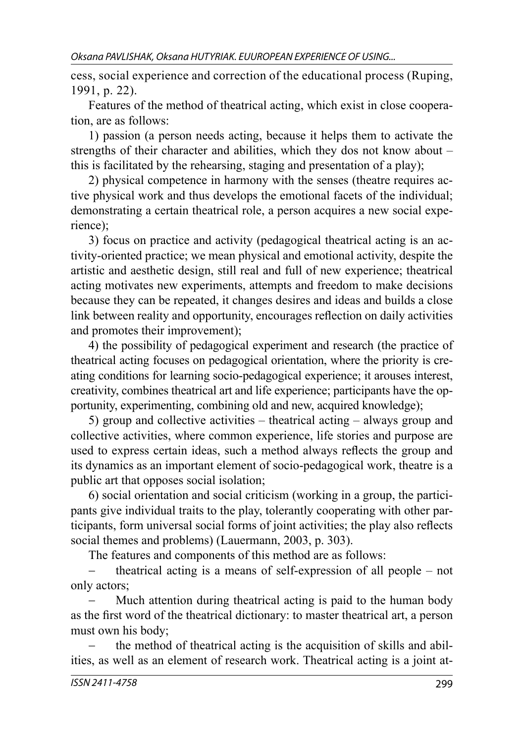cess, social experience and correction of the educational process (Ruping, 1991, p. 22).

Features of the method of theatrical acting, which exist in close cooperation, are as follows:

1) passion (a person needs acting, because it helps them to activate the strengths of their character and abilities, which they dos not know about – this is facilitated by the rehearsing, staging and presentation of a play);

2) physical competence in harmony with the senses (theatre requires active physical work and thus develops the emotional facets of the individual; demonstrating a certain theatrical role, a person acquires a new social experience);

3) focus on practice and activity (pedagogical theatrical acting is an activity-oriented practice; we mean physical and emotional activity, despite the artistic and aesthetic design, still real and full of new experience; theatrical acting motivates new experiments, attempts and freedom to make decisions because they can be repeated, it changes desires and ideas and builds a close link between reality and opportunity, encourages reflection on daily activities and promotes their improvement);

4) the possibility of pedagogical experiment and research (the practice of theatrical acting focuses on pedagogical orientation, where the priority is creating conditions for learning socio-pedagogical experience; it arouses interest, creativity, combines theatrical art and life experience; participants have the opportunity, experimenting, combining old and new, acquired knowledge);

5) group and collective activities – theatrical acting – always group and collective activities, where common experience, life stories and purpose are used to express certain ideas, such a method always reflects the group and its dynamics as an important element of socio-pedagogical work, theatre is a public art that opposes social isolation;

6) social orientation and social criticism (working in a group, the participants give individual traits to the play, tolerantly cooperating with other participants, form universal social forms of joint activities; the play also reflects social themes and problems) (Lauermann, 2003, p. 303).

The features and components of this method are as follows:

- theatrical acting is a means of self-expression of all people – not only actors;
- Much attention during theatrical acting is paid to the human body as the first word of the theatrical dictionary: to master theatrical art, a person must own his body;
- the method of theatrical acting is the acquisition of skills and abilities, as well as an element of research work. Theatrical acting is a joint at-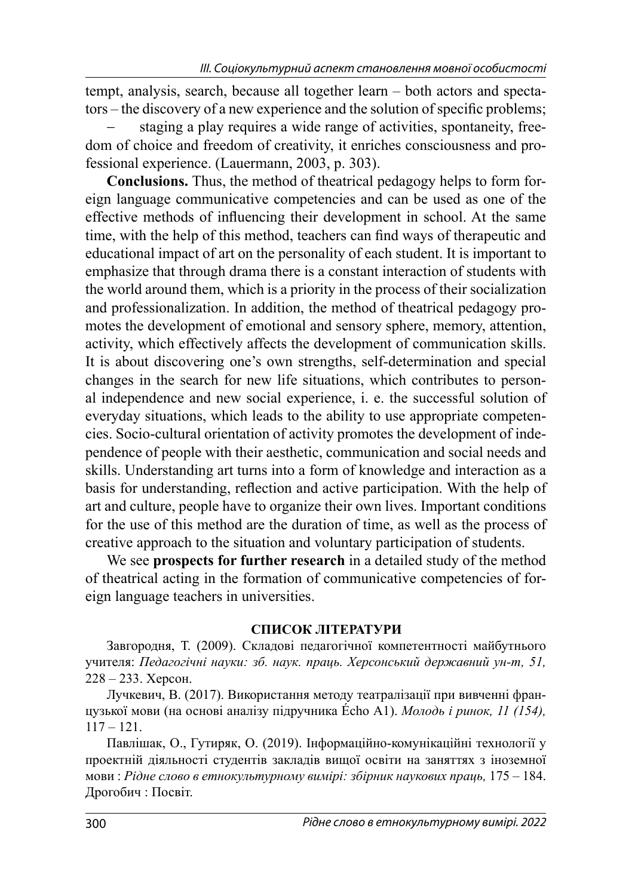tempt, analysis, search, because all together learn – both actors and spectators – the discovery of a new experience and the solution of specific problems;

– staging a play requires a wide range of activities, spontaneity, freedom of choice and freedom of creativity, it enriches consciousness and professional experience. (Lauermann, 2003, p. 303).

**Conclusions.** Thus, the method of theatrical pedagogy helps to form foreign language communicative competencies and can be used as one of the effective methods of influencing their development in school. At the same time, with the help of this method, teachers can find ways of therapeutic and educational impact of art on the personality of each student. It is important to emphasize that through drama there is a constant interaction of students with the world around them, which is a priority in the process of their socialization and professionalization. In addition, the method of theatrical pedagogy promotes the development of emotional and sensory sphere, memory, attention, activity, which effectively affects the development of communication skills. It is about discovering one's own strengths, self-determination and special changes in the search for new life situations, which contributes to personal independence and new social experience, i. e. the successful solution of everyday situations, which leads to the ability to use appropriate competencies. Socio-cultural orientation of activity promotes the development of independence of people with their aesthetic, communication and social needs and skills. Understanding art turns into a form of knowledge and interaction as a basis for understanding, reflection and active participation. With the help of art and culture, people have to organize their own lives. Important conditions for the use of this method are the duration of time, as well as the process of creative approach to the situation and voluntary participation of students.

We see **prospects for further research** in a detailed study of the method of theatrical acting in the formation of communicative competencies of foreign language teachers in universities.

## СПИСОК ЛІТЕРАТУРИ

Завгородня, Т. (2009). Складові педагогічної компетентності майбутнього учителя: *Педагогічні науки: зб. наук. праць. Херсонський державний ун-т, 51,* 228 – 233. Херсон.

Лучкевич, В. (2017). Використання методу театралізації при вивченні французької мови (на основі аналізу підручника Écho A1). *Молодь і ринок, 11 (154),* 117 – 121.

Павлішак, О., Гутиряк, О. (2019). Інформаційно-комунікаційні технології у проектній діяльності студентів закладів вищої освіти на заняттях з іноземної мови : *Рідне слово в етнокультурному вимірі: збірник наукових праць,* 175 – 184. Дрогобич : Посвіт.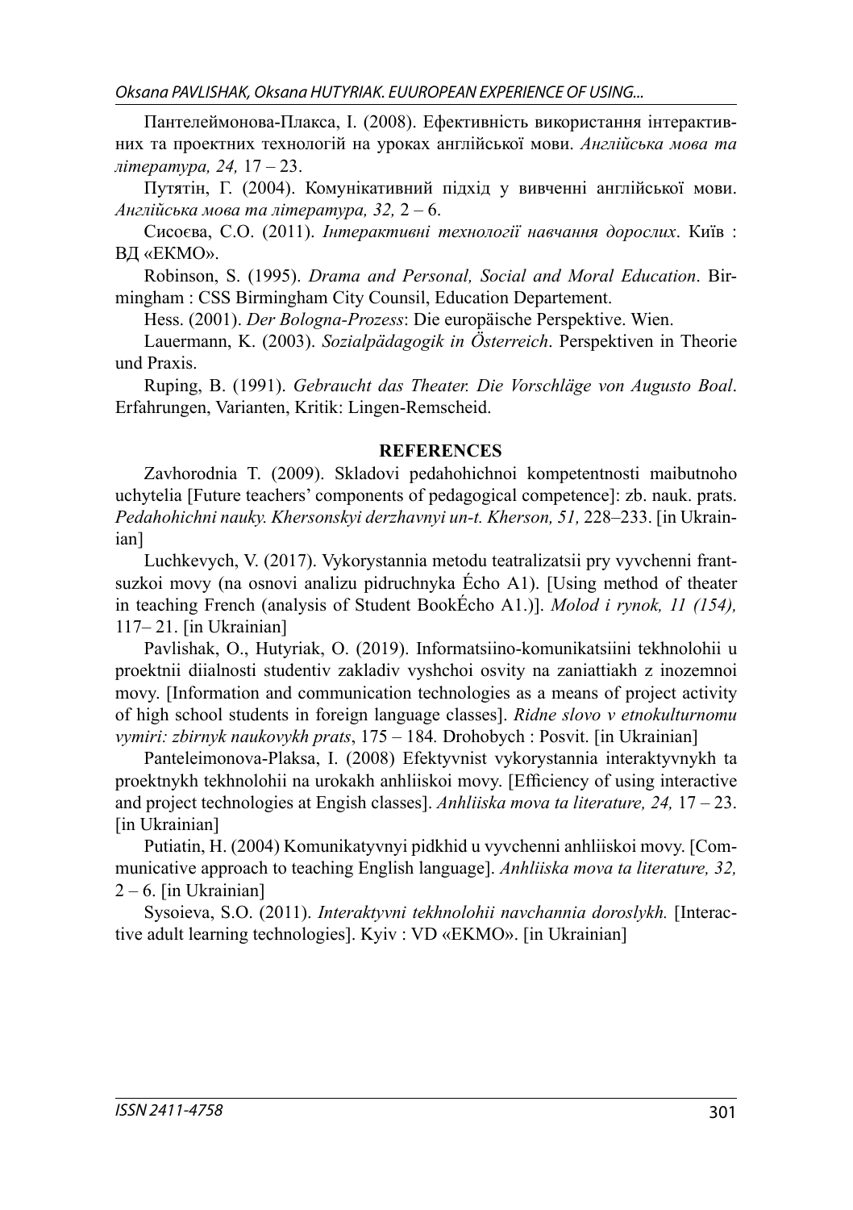Пантелеймонова-Плакса, І. (2008). Ефективність використання інтерактивних та проектних технологій на уроках англійської мови. *Англійська мова та література, 24,* 17 – 23.

Путятін, Г. (2004). Комунікативний підхід у вивченні англійської мови. *Англійська мова та література, 32,* 2 – 6.

Сисоєва, С.О. (2011). *Інтерактивні технології навчання дорослих*. Київ : ВД «ЕКМО».

Robinson, S. (1995). *Drama and Personal, Social and Moral Education*. Birmingham : CSS Birmingham City Counsil, Education Departement.

Hess. (2001). *Der Bologna-Prozess*: Die europäische Perspektive. Wien.

Lauermann, K. (2003). *Sozialpädagogik in Österreich*. Perspektiven in Theorie und Praxis.

Ruping, B. (1991). *Gebraucht das Theater. Die Vorschläge von Augusto Boal*. Erfahrungen, Varianten, Kritik: Lingen-Remscheid.

## REFERENCES

Zavhorodnia T. (2009). Skladovi pedahohichnoi kompetentnosti maibutnoho uchytelia [Future teachers' components of pedagogical competence]: zb. nauk. prats. *Pedahohichni nauky. Khersonskyi derzhavnyi un-t. Kherson, 51,* 228–233. [in Ukrainian]

Luchkevych, V. (2017). Vykorystannia metodu teatralizatsii pry vyvchenni frantsuzkoi movy (na osnovi analizu pidruchnyka Écho A1). [Using method of theater in teaching French (analysis of Student BookÉcho A1.)]. *Molod i rynok, 11 (154),* 117– 21. [in Ukrainian]

Pavlishak, O., Hutyriak, O. (2019). Informatsiino-komunikatsiini tekhnolohii u proektnii diialnosti studentiv zakladiv vyshchoi osvity na zaniattiakh z inozemnoi movy. [Information and communication technologies as a means of project activity of high school students in foreign language classes]. *Ridne slovo v etnokulturnomu vymiri: zbirnyk naukovykh prats*, 175 – 184. Drohobych : Posvit. [in Ukrainian]

Panteleimonova-Plaksa, I. (2008) Efektyvnist vykorystannia interaktyvnykh ta proektnykh tekhnolohii na urokakh anhliiskoi movy. [Efficiency of using interactive and project technologies at Engish classes]. *Anhliiska mova ta literature, 24,* 17 – 23. [in Ukrainian]

Putiatin, H. (2004) Komunikatyvnyi pidkhid u vyvchenni anhliiskoi movy. [Communicative approach to teaching English language]. *Anhliiska mova ta literature, 32,* 2 – 6. [in Ukrainian]

Sysoieva, S.O. (2011). *Interaktyvni tekhnolohii navchannia doroslykh.* [Interactive adult learning technologies]. Kyiv : VD «EKMO». [in Ukrainian]